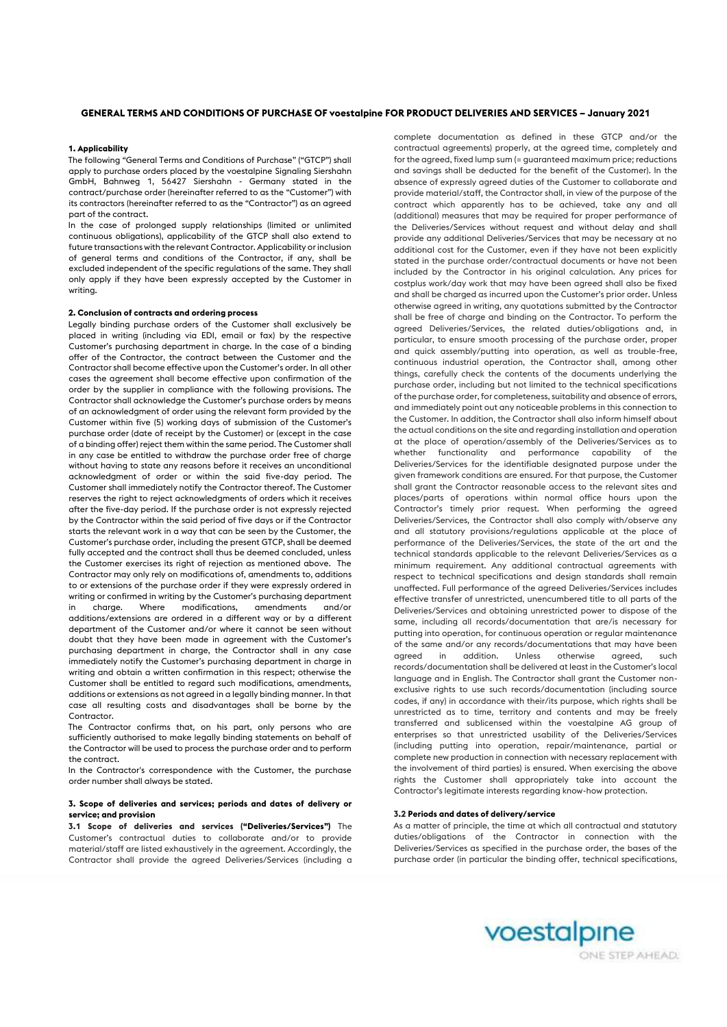# GENERAL TERMS AND CONDITIONS OF PURCHASE OF voestalpine FOR PRODUCT DELIVERIES AND SERVICES – January 2021

## 1. Applicability

The following "General Terms and Conditions of Purchase" ("GTCP") shall apply to purchase orders placed by the voestalpine Signaling Siershahn GmbH, Bahnweg 1, 56427 Siershahn - Germany stated in the contract/purchase order (hereinafter referred to as the "Customer") with its contractors (hereinafter referred to as the "Contractor") as an agreed part of the contract.

In the case of prolonged supply relationships (limited or unlimited continuous obligations), applicability of the GTCP shall also extend to future transactions with the relevant Contractor. Applicability or inclusion of general terms and conditions of the Contractor, if any, shall be excluded independent of the specific regulations of the same. They shall only apply if they have been expressly accepted by the Customer in writing.

## 2. Conclusion of contracts and ordering process

Legally binding purchase orders of the Customer shall exclusively be placed in writing (including via EDI, email or fax) by the respective Customer's purchasing department in charge. In the case of a binding offer of the Contractor, the contract between the Customer and the Contractor shall become effective upon the Customer's order. In all other cases the agreement shall become effective upon confirmation of the order by the supplier in compliance with the following provisions. The Contractor shall acknowledge the Customer's purchase orders by means of an acknowledgment of order using the relevant form provided by the Customer within five (5) working days of submission of the Customer's purchase order (date of receipt by the Customer) or (except in the case of a binding offer) reject them within the same period. The Customer shall in any case be entitled to withdraw the purchase order free of charge without having to state any reasons before it receives an unconditional acknowledgment of order or within the said five-day period. The Customer shall immediately notify the Contractor thereof. The Customer reserves the right to reject acknowledgments of orders which it receives after the five-day period. If the purchase order is not expressly rejected by the Contractor within the said period of five days or if the Contractor starts the relevant work in a way that can be seen by the Customer, the Customer's purchase order, including the present GTCP, shall be deemed fully accepted and the contract shall thus be deemed concluded, unless the Customer exercises its right of rejection as mentioned above. The Contractor may only rely on modifications of, amendments to, additions to or extensions of the purchase order if they were expressly ordered in writing or confirmed in writing by the Customer's purchasing department in charge. Where modifications, amendments and/or additions/extensions are ordered in a different way or by a different department of the Customer and/or where it cannot be seen without doubt that they have been made in agreement with the Customer's purchasing department in charge, the Contractor shall in any case immediately notify the Customer's purchasing department in charge in writing and obtain a written confirmation in this respect; otherwise the Customer shall be entitled to regard such modifications, amendments, additions or extensions as not agreed in a legally binding manner. In that case all resulting costs and disadvantages shall be borne by the Contractor.

The Contractor confirms that, on his part, only persons who are sufficiently authorised to make legally binding statements on behalf of the Contractor will be used to process the purchase order and to perform the contract.

In the Contractor's correspondence with the Customer, the purchase order number shall always be stated.

## 3. Scope of deliveries and services; periods and dates of delivery or service; and provision

**3.1 Scope of deliveries and services ("Deliveries/Services")** The Customer's contractual duties to collaborate and/or to provide material/staff are listed exhaustively in the agreement. Accordingly, the Contractor shall provide the agreed Deliveries/Services (including a complete documentation as defined in these GTCP and/or the contractual agreements) properly, at the agreed time, completely and for the agreed, fixed lump sum (= guaranteed maximum price; reductions and savings shall be deducted for the benefit of the Customer). In the absence of expressly agreed duties of the Customer to collaborate and provide material/staff, the Contractor shall, in view of the purpose of the contract which apparently has to be achieved, take any and all (additional) measures that may be required for proper performance of the Deliveries/Services without request and without delay and shall provide any additional Deliveries/Services that may be necessary at no additional cost for the Customer, even if they have not been explicitly stated in the purchase order/contractual documents or have not been included by the Contractor in his original calculation. Any prices for costplus work/day work that may have been agreed shall also be fixed and shall be charged as incurred upon the Customer's prior order. Unless otherwise agreed in writing, any quotations submitted by the Contractor shall be free of charge and binding on the Contractor. To perform the agreed Deliveries/Services, the related duties/obligations and, in particular, to ensure smooth processing of the purchase order, proper and quick assembly/putting into operation, as well as trouble-free, continuous industrial operation, the Contractor shall, among other things, carefully check the contents of the documents underlying the purchase order, including but not limited to the technical specifications of the purchase order, for completeness, suitability and absence of errors, and immediately point out any noticeable problems in this connection to the Customer. In addition, the Contractor shall also inform himself about the actual conditions on the site and regarding installation and operation at the place of operation/assembly of the Deliveries/Services as to whether functionality and performance capability of the Deliveries/Services for the identifiable designated purpose under the given framework conditions are ensured. For that purpose, the Customer shall grant the Contractor reasonable access to the relevant sites and places/parts of operations within normal office hours upon the Contractor's timely prior request. When performing the agreed Deliveries/Services, the Contractor shall also comply with/observe any and all statutory provisions/regulations applicable at the place of performance of the Deliveries/Services, the state of the art and the technical standards applicable to the relevant Deliveries/Services as a minimum requirement. Any additional contractual agreements with respect to technical specifications and design standards shall remain unaffected. Full performance of the agreed Deliveries/Services includes effective transfer of unrestricted, unencumbered title to all parts of the Deliveries/Services and obtaining unrestricted power to dispose of the same, including all records/documentation that are/is necessary for putting into operation, for continuous operation or regular maintenance of the same and/or any records/documentations that may have been agreed in addition. Unless otherwise agreed, such records/documentation shall be delivered at least in the Customer's local language and in English. The Contractor shall grant the Customer non-exclusive rights to use such records/documentation (including source codes, if any) in accordance with their/its purpose, which rights shall be unrestricted as to time, territory and contents and may be freely transferred and sublicensed within the voestalpine AG group of enterprises so that unrestricted usability of the Deliveries/Services (including putting into operation, repair/maintenance, partial or complete new production in connection with necessary replacement with the involvement of third parties) is ensured. When exercising the above rights the Customer shall appropriately take into account the Contractor's legitimate interests regarding know-how protection.

**3.2 Periods and dates of delivery/service**

As a matter of principle, the time at which all contractual and statutory duties/obligations of the Contractor in connection with the Deliveries/Services as specified in the purchase order, the bases of the purchase order (in particular the binding offer, technical specifications,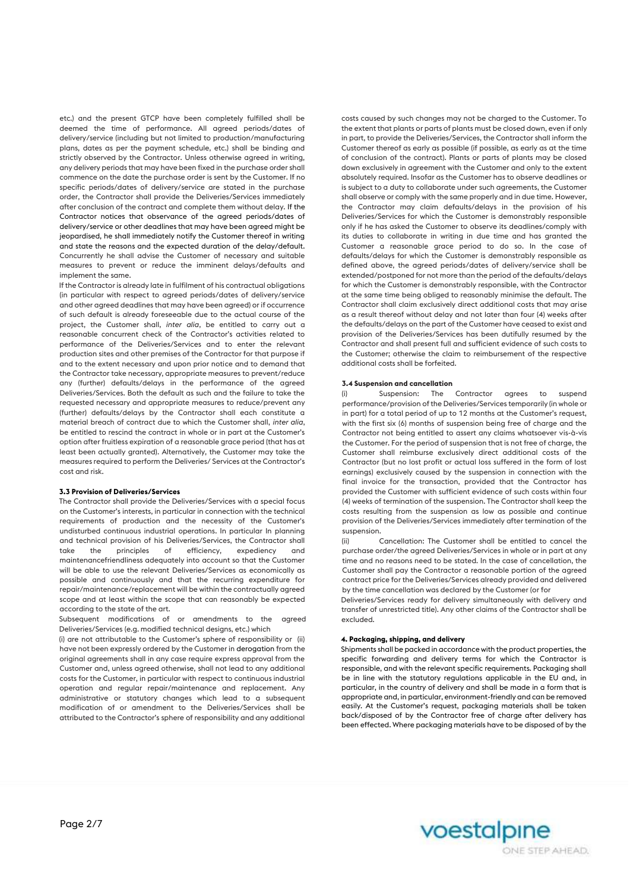etc.) and the present GTCP have been completely fulfilled shall be deemed the time of performance. All agreed periods/dates of delivery/service (including but not limited to production/manufacturing plans, dates as per the payment schedule, etc.) shall be binding and strictly observed by the Contractor. Unless otherwise agreed in writing, any delivery periods that may have been fixed in the purchase order shall commence on the date the purchase order is sent by the Customer. If no specific periods/dates of delivery/service are stated in the purchase order, the Contractor shall provide the Deliveries/Services immediately after conclusion of the contract and complete them without delay. If the Contractor notices that observance of the agreed periods/dates of delivery/service or other deadlines that may have been agreed might be jeopardised, he shall immediately notify the Customer thereof in writing and state the reasons and the expected duration of the delay/default. Concurrently he shall advise the Customer of necessary and suitable measures to prevent or reduce the imminent delays/defaults and implement the same.

If the Contractor is already late in fulfilment of his contractual obligations (in particular with respect to agreed periods/dates of delivery/service and other agreed deadlines that may have been agreed) or if occurrence of such default is already foreseeable due to the actual course of the project, the Customer shall, *inter alia*, be entitled to carry out a reasonable concurrent check of the Contractor's activities related to performance of the Deliveries/Services and to enter the relevant production sites and other premises of the Contractor for that purpose if and to the extent necessary and upon prior notice and to demand that the Contractor take necessary, appropriate measures to prevent/reduce any (further) defaults/delays in the performance of the agreed Deliveries/Services. Both the default as such and the failure to take the requested necessary and appropriate measures to reduce/prevent any (further) defaults/delays by the Contractor shall each constitute a material breach of contract due to which the Customer shall, *inter alia*, be entitled to rescind the contract in whole or in part at the Customer's option after fruitless expiration of a reasonable grace period (that has at least been actually granted). Alternatively, the Customer may take the measures required to perform the Deliveries/ Services at the Contractor's cost and risk.

### 3.3 Provision of Deliveries/Services

The Contractor shall provide the Deliveries/Services with a special focus on the Customer's interests, in particular in connection with the technical requirements of production and the necessity of the Customer's undisturbed continuous industrial operations. In particular In planning and technical provision of his Deliveries/Services, the Contractor shall take the principles of efficiency, expediency and maintenancefriendliness adequately into account so that the Customer will be able to use the relevant Deliveries/Services as economically as possible and continuously and that the recurring expenditure for repair/maintenance/replacement will be within the contractually agreed scope and at least within the scope that can reasonably be expected according to the state of the art.

Subsequent modifications of or amendments to the agreed Deliveries/Services (e.g. modified technical designs, etc.) which (i) are not attributable to the Customer's sphere of responsibility or (ii) have not been expressly ordered by the Customer in derogation from the original agreements shall in any case require express approval from the Customer and, unless agreed otherwise, shall not lead to any additional costs for the Customer, in particular with respect to continuous industrial operation and regular repair/maintenance and replacement. Any administrative or statutory changes which lead to a subsequent modification of or amendment to the Deliveries/Services shall be attributed to the Contractor's sphere of responsibility and any additional costs caused by such changes may not be charged to the Customer. To the extent that plants or parts of plants must be closed down, even if only in part, to provide the Deliveries/Services, the Contractor shall inform the Customer thereof as early as possible (if possible, as early as at the time of conclusion of the contract). Plants or parts of plants may be closed down exclusively in agreement with the Customer and only to the extent absolutely required. Insofar as the Customer has to observe deadlines or is subject to a duty to collaborate under such agreements, the Customer shall observe or comply with the same properly and in due time. However, the Contractor may claim defaults/delays in the provision of his Deliveries/Services for which the Customer is demonstrably responsible only if he has asked the Customer to observe its deadlines/comply with its duties to collaborate in writing in due time and has granted the Customer a reasonable grace period to do so. In the case of defaults/delays for which the Customer is demonstrably responsible as defined above, the agreed periods/dates of delivery/service shall be extended/postponed for not more than the period of the defaults/delays for which the Customer is demonstrably responsible, with the Contractor at the same time being obliged to reasonably minimise the default. The Contractor shall claim exclusively direct additional costs that may arise as a result thereof without delay and not later than four (4) weeks after the defaults/delays on the part of the Customer have ceased to exist and provision of the Deliveries/Services has been dutifully resumed by the Contractor and shall present full and sufficient evidence of such costs to the Customer; otherwise the claim to reimbursement of the respective additional costs shall be forfeited.

### 3.4 Suspension and cancellation

(i) Suspension: The Contractor agrees to suspend performance/provision of the Deliveries/Services (in whole or in part) for a total period of up to 12 months at the Customer's request, with the first six (6) months of suspension being free of charge and the Contractor not being entitled to assert any claims whatsoever vis-à-vis the Customer. For the period of suspension that is not free of charge, the Customer shall reimburse exclusively direct additional costs of the Contractor (but no lost profit or actual loss suffered in the form of lost earnings) exclusively caused by the suspension in connection with the final invoice for the transaction, provided that the Contractor has provided the Customer with sufficient evidence of such costs within four (4) weeks of termination of the suspension. The Contractor shall keep the costs resulting from the suspension as low as possible and continue provision of the Deliveries/Services immediately after termination of the suspension.

(ii) Cancellation: The Customer shall be entitled to cancel the purchase order/the agreed Deliveries/Services in whole or in part at any time and no reasons need to be stated. In the case of cancellation, the Customer shall pay the Contractor a reasonable portion of the agreed contract price for the Deliveries/Services already provided and delivered by the time cancellation was declared by the Customer (or for Deliveries/Services ready for delivery simultaneously with delivery and transfer of unrestricted title). Any other claims of the Contractor shall be excluded.

## 4. Packaging, shipping, and delivery

Shipments shall be packed in accordance with the product properties, the specific forwarding and delivery terms for which the Contractor is responsible, and with the relevant specific requirements. Packaging shall be in line with the statutory regulations applicable in the EU and, in particular, in the country of delivery and shall be made in a form that is appropriate and, in particular, environment-friendly and can be removed easily. At the Customer's request, packaging materials shall be taken back/disposed of by the Contractor free of charge after delivery has been effected. Where packaging materials have to be disposed of by the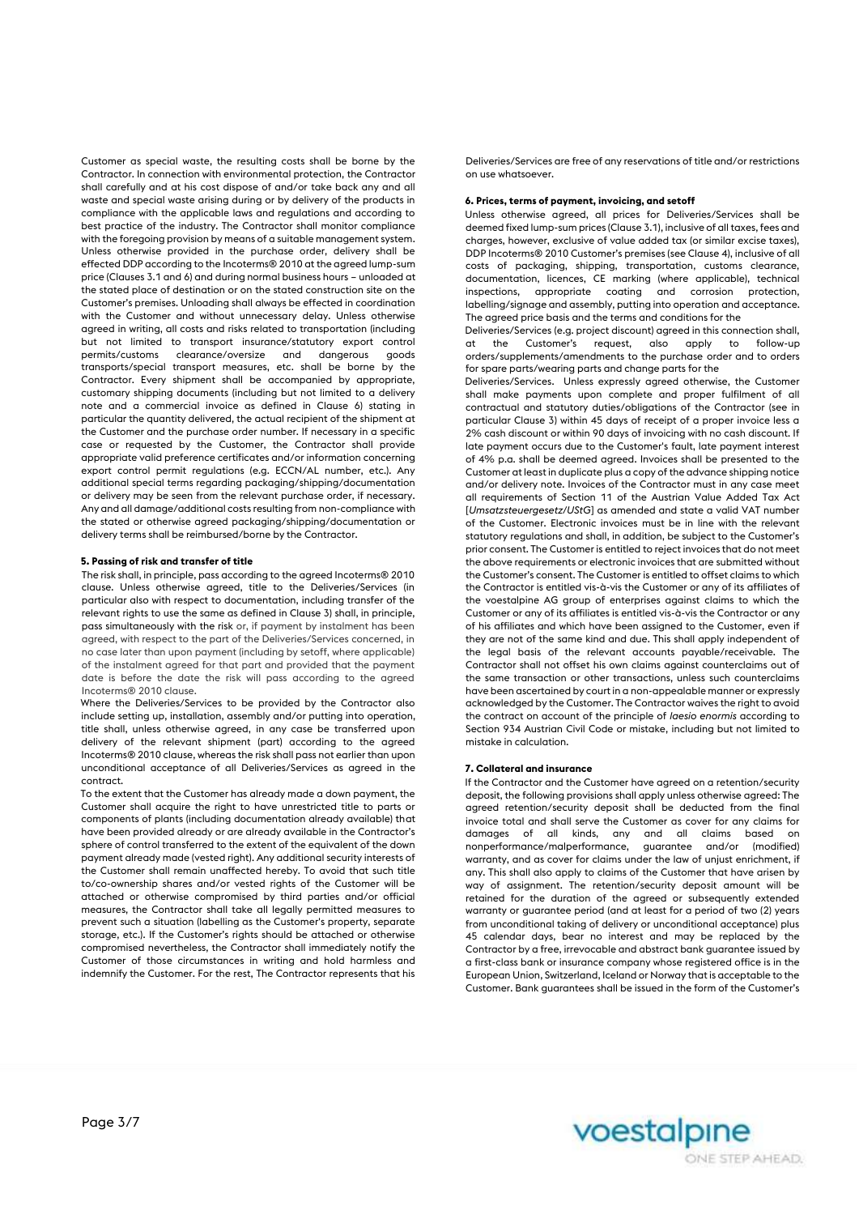Customer as special waste, the resulting costs shall be borne by the Contractor. In connection with environmental protection, the Contractor shall carefully and at his cost dispose of and/or take back any and all waste and special waste arising during or by delivery of the products in compliance with the applicable laws and regulations and according to best practice of the industry. The Contractor shall monitor compliance with the foregoing provision by means of a suitable management system. Unless otherwise provided in the purchase order, delivery shall be effected DDP according to the Incoterms® 2010 at the agreed lump-sum price (Clauses 3.1 and 6) and during normal business hours – unloaded at the stated place of destination or on the stated construction site on the Customer's premises. Unloading shall always be effected in coordination with the Customer and without unnecessary delay. Unless otherwise agreed in writing, all costs and risks related to transportation (including but not limited to transport insurance/statutory export control permits/customs clearance/oversize and dangerous goods transports/special transport measures, etc. shall be borne by the Contractor. Every shipment shall be accompanied by appropriate, customary shipping documents (including but not limited to a delivery note and a commercial invoice as defined in Clause 6) stating in particular the quantity delivered, the actual recipient of the shipment at the Customer and the purchase order number. If necessary in a specific case or requested by the Customer, the Contractor shall provide appropriate valid preference certificates and/or information concerning export control permit regulations (e.g. ECCN/AL number, etc.). Any additional special terms regarding packaging/shipping/documentation or delivery may be seen from the relevant purchase order, if necessary. Any and all damage/additional costs resulting from non-compliance with the stated or otherwise agreed packaging/shipping/documentation or delivery terms shall be reimbursed/borne by the Contractor.

#### 5. Passing of risk and transfer of title

The risk shall, in principle, pass according to the agreed Incoterms® 2010 clause. Unless otherwise agreed, title to the Deliveries/Services (in particular also with respect to documentation, including transfer of the relevant rights to use the same as defined in Clause 3) shall, in principle, pass simultaneously with the risk or, if payment by instalment has been agreed, with respect to the part of the Deliveries/Services concerned, in no case later than upon payment (including by setoff, where applicable) of the instalment agreed for that part and provided that the payment date is before the date the risk will pass according to the agreed Incoterms® 2010 clause.

Where the Deliveries/Services to be provided by the Contractor also include setting up, installation, assembly and/or putting into operation, title shall, unless otherwise agreed, in any case be transferred upon delivery of the relevant shipment (part) according to the agreed Incoterms® 2010 clause, whereas the risk shall pass not earlier than upon unconditional acceptance of all Deliveries/Services as agreed in the contract.

To the extent that the Customer has already made a down payment, the Customer shall acquire the right to have unrestricted title to parts or components of plants (including documentation already available) that have been provided already or are already available in the Contractor's sphere of control transferred to the extent of the equivalent of the down payment already made (vested right). Any additional security interests of the Customer shall remain unaffected hereby. To avoid that such title to/co-ownership shares and/or vested rights of the Customer will be attached or otherwise compromised by third parties and/or official measures, the Contractor shall take all legally permitted measures to prevent such a situation (labelling as the Customer's property, separate storage, etc.). If the Customer's rights should be attached or otherwise compromised nevertheless, the Contractor shall immediately notify the Customer of those circumstances in writing and hold harmless and indemnify the Customer. For the rest, The Contractor represents that his Deliveries/Services are free of any reservations of title and/or restrictions on use whatsoever.

#### 6. Prices, terms of payment, invoicing, and setoff

Unless otherwise agreed, all prices for Deliveries/Services shall be deemed fixed lump-sum prices (Clause 3.1), inclusive of all taxes, fees and charges, however, exclusive of value added tax (or similar excise taxes), DDP Incoterms® 2010 Customer's premises (see Clause 4), inclusive of all costs of packaging, shipping, transportation, customs clearance, documentation, licences, CE marking (where applicable), technical inspections, appropriate coating and corrosion protection, labelling/signage and assembly, putting into operation and acceptance. The agreed price basis and the terms and conditions for the Deliveries/Services (e.g. project discount) agreed in this connection shall, at the Customer's request, also apply to follow-up orders/supplements/amendments to the purchase order and to orders for spare parts/wearing parts and change parts for the Deliveries/Services. Unless expressly agreed otherwise, the Customer shall make payments upon complete and proper fulfilment of all contractual and statutory duties/obligations of the Contractor (see in particular Clause 3) within 45 days of receipt of a proper invoice less a 2% cash discount or within 90 days of invoicing with no cash discount. If late payment occurs due to the Customer's fault, late payment interest of 4% p.a. shall be deemed agreed. Invoices shall be presented to the Customer at least in duplicate plus a copy of the advance shipping notice and/or delivery note. Invoices of the Contractor must in any case meet all requirements of Section 11 of the Austrian Value Added Tax Act [*Umsatzsteuergesetz/UStG*] as amended and state a valid VAT number of the Customer. Electronic invoices must be in line with the relevant statutory regulations and shall, in addition, be subject to the Customer's prior consent. The Customer is entitled to reject invoices that do not meet the above requirements or electronic invoices that are submitted without the Customer's consent. The Customer is entitled to offset claims to which the Contractor is entitled vis-à-vis the Customer or any of its affiliates of the voestalpine AG group of enterprises against claims to which the Customer or any of its affiliates is entitled vis-à-vis the Contractor or any of his affiliates and which have been assigned to the Customer, even if they are not of the same kind and due. This shall apply independent of the legal basis of the relevant accounts payable/receivable. The Contractor shall not offset his own claims against counterclaims out of the same transaction or other transactions, unless such counterclaims have been ascertained by court in a non-appealable manner or expressly acknowledged by the Customer. The Contractor waives the right to avoid the contract on account of the principle of *laesio enormis* according to Section 934 Austrian Civil Code or mistake, including but not limited to mistake in calculation.

#### 7. Collateral and insurance

If the Contractor and the Customer have agreed on a retention/security deposit, the following provisions shall apply unless otherwise agreed: The agreed retention/security deposit shall be deducted from the final invoice total and shall serve the Customer as cover for any claims for damages of all kinds, any and all claims based on nonperformance/malperformance, guarantee and/or (modified) warranty, and as cover for claims under the law of unjust enrichment, if any. This shall also apply to claims of the Customer that have arisen by way of assignment. The retention/security deposit amount will be retained for the duration of the agreed or subsequently extended warranty or guarantee period (and at least for a period of two (2) years from unconditional taking of delivery or unconditional acceptance) plus 45 calendar days, bear no interest and may be replaced by the Contractor by a free, irrevocable and abstract bank guarantee issued by a first-class bank or insurance company whose registered office is in the European Union, Switzerland, Iceland or Norway that is acceptable to the Customer. Bank guarantees shall be issued in the form of the Customer's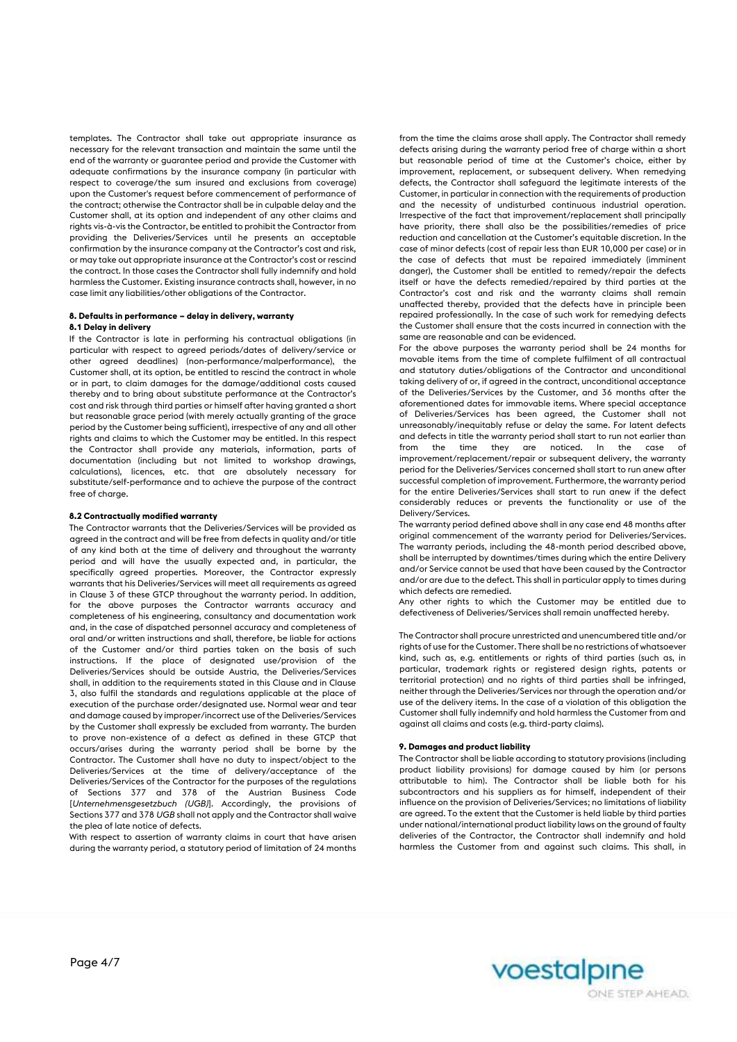templates. The Contractor shall take out appropriate insurance as necessary for the relevant transaction and maintain the same until the end of the warranty or guarantee period and provide the Customer with adequate confirmations by the insurance company (in particular with respect to coverage/the sum insured and exclusions from coverage) upon the Customer's request before commencement of performance of the contract; otherwise the Contractor shall be in culpable delay and the Customer shall, at its option and independent of any other claims and rights vis-à-vis the Contractor, be entitled to prohibit the Contractor from providing the Deliveries/Services until he presents an acceptable confirmation by the insurance company at the Contractor's cost and risk, or may take out appropriate insurance at the Contractor's cost or rescind the contract. In those cases the Contractor shall fully indemnify and hold harmless the Customer. Existing insurance contracts shall, however, in no case limit any liabilities/other obligations of the Contractor.

#### 8. Defaults in performance – delay in delivery, warranty

##### 8.1 Delay in delivery

If the Contractor is late in performing his contractual obligations (in particular with respect to agreed periods/dates of delivery/service or other agreed deadlines) (non-performance/malperformance), the Customer shall, at its option, be entitled to rescind the contract in whole or in part, to claim damages for the damage/additional costs caused thereby and to bring about substitute performance at the Contractor's cost and risk through third parties or himself after having granted a short but reasonable grace period (with merely actually granting of the grace period by the Customer being sufficient), irrespective of any and all other rights and claims to which the Customer may be entitled. In this respect the Contractor shall provide any materials, information, parts of documentation (including but not limited to workshop drawings, calculations), licences, etc. that are absolutely necessary for substitute/self-performance and to achieve the purpose of the contract free of charge.

##### 8.2 Contractually modified warranty

The Contractor warrants that the Deliveries/Services will be provided as agreed in the contract and will be free from defects in quality and/or title of any kind both at the time of delivery and throughout the warranty period and will have the usually expected and, in particular, the specifically agreed properties. Moreover, the Contractor expressly warrants that his Deliveries/Services will meet all requirements as agreed in Clause 3 of these GTCP throughout the warranty period. In addition, for the above purposes the Contractor warrants accuracy and completeness of his engineering, consultancy and documentation work and, in the case of dispatched personnel accuracy and completeness of oral and/or written instructions and shall, therefore, be liable for actions of the Customer and/or third parties taken on the basis of such instructions. If the place of designated use/provision of the Deliveries/Services should be outside Austria, the Deliveries/Services shall, in addition to the requirements stated in this Clause and in Clause 3, also fulfil the standards and regulations applicable at the place of execution of the purchase order/designated use. Normal wear and tear and damage caused by improper/incorrect use of the Deliveries/Services by the Customer shall expressly be excluded from warranty. The burden to prove non-existence of a defect as defined in these GTCP that occurs/arises during the warranty period shall be borne by the Contractor. The Customer shall have no duty to inspect/object to the Deliveries/Services at the time of delivery/acceptance of the Deliveries/Services of the Contractor for the purposes of the regulations of Sections 377 and 378 of the Austrian Business Code [*Unternehmensgesetzbuch (UGB)*]. Accordingly, the provisions of Sections 377 and 378 *UGB* shall not apply and the Contractor shall waive the plea of late notice of defects.

With respect to assertion of warranty claims in court that have arisen during the warranty period, a statutory period of limitation of 24 months from the time the claims arose shall apply. The Contractor shall remedy defects arising during the warranty period free of charge within a short but reasonable period of time at the Customer's choice, either by improvement, replacement, or subsequent delivery. When remedying defects, the Contractor shall safeguard the legitimate interests of the Customer, in particular in connection with the requirements of production and the necessity of undisturbed continuous industrial operation. Irrespective of the fact that improvement/replacement shall principally have priority, there shall also be the possibilities/remedies of price reduction and cancellation at the Customer's equitable discretion. In the case of minor defects (cost of repair less than EUR 10,000 per case) or in the case of defects that must be repaired immediately (imminent danger), the Customer shall be entitled to remedy/repair the defects itself or have the defects remedied/repaired by third parties at the Contractor's cost and risk and the warranty claims shall remain unaffected thereby, provided that the defects have in principle been repaired professionally. In the case of such work for remedying defects the Customer shall ensure that the costs incurred in connection with the same are reasonable and can be evidenced.

For the above purposes the warranty period shall be 24 months for movable items from the time of complete fulfilment of all contractual and statutory duties/obligations of the Contractor and unconditional taking delivery of or, if agreed in the contract, unconditional acceptance of the Deliveries/Services by the Customer, and 36 months after the aforementioned dates for immovable items. Where special acceptance of Deliveries/Services has been agreed, the Customer shall not unreasonably/inequitably refuse or delay the same. For latent defects and defects in title the warranty period shall start to run not earlier than from the time they are noticed. In the case of improvement/replacement/repair or subsequent delivery, the warranty period for the Deliveries/Services concerned shall start to run anew after successful completion of improvement. Furthermore, the warranty period for the entire Deliveries/Services shall start to run anew if the defect considerably reduces or prevents the functionality or use of the Delivery/Services.

The warranty period defined above shall in any case end 48 months after original commencement of the warranty period for Deliveries/Services. The warranty periods, including the 48-month period described above, shall be interrupted by downtimes/times during which the entire Delivery and/or Service cannot be used that have been caused by the Contractor and/or are due to the defect. This shall in particular apply to times during which defects are remedied.

Any other rights to which the Customer may be entitled due to defectiveness of Deliveries/Services shall remain unaffected hereby.

The Contractor shall procure unrestricted and unencumbered title and/or rights of use for the Customer. There shall be no restrictions of whatsoever kind, such as, e.g. entitlements or rights of third parties (such as, in particular, trademark rights or registered design rights, patents or territorial protection) and no rights of third parties shall be infringed, neither through the Deliveries/Services nor through the operation and/or use of the delivery items. In the case of a violation of this obligation the Customer shall fully indemnify and hold harmless the Customer from and against all claims and costs (e.g. third-party claims).

#### 9. Damages and product liability

The Contractor shall be liable according to statutory provisions (including product liability provisions) for damage caused by him (or persons attributable to him). The Contractor shall be liable both for his subcontractors and his suppliers as for himself, independent of their influence on the provision of Deliveries/Services; no limitations of liability are agreed. To the extent that the Customer is held liable by third parties under national/international product liability laws on the ground of faulty deliveries of the Contractor, the Contractor shall indemnify and hold harmless the Customer from and against such claims. This shall, in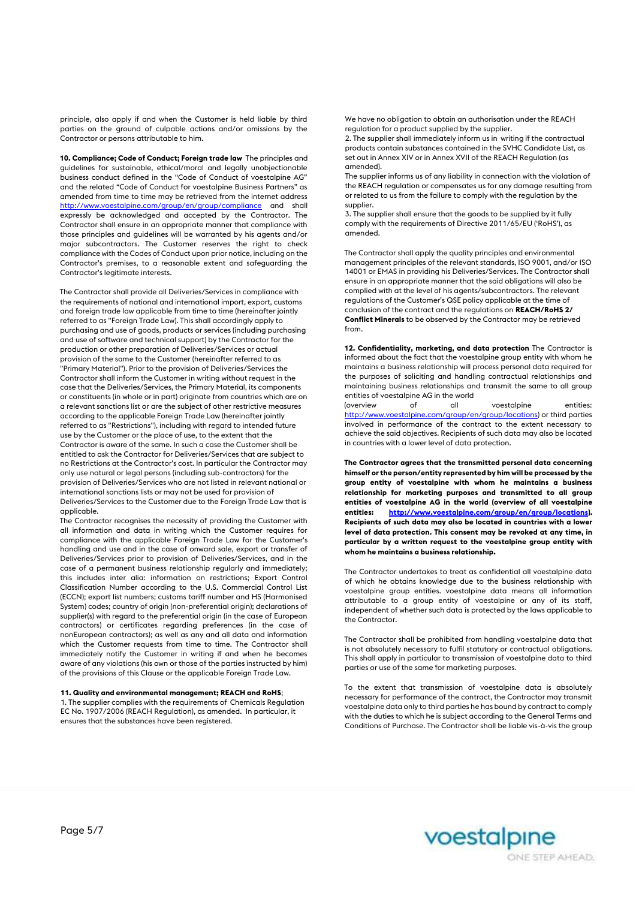principle, also apply if and when the Customer is held liable by third parties on the ground of culpable actions and/or omissions by the Contractor or persons attributable to him.

**10. Compliance; Code of Conduct; Foreign trade law** The principles and guidelines for sustainable, ethical/moral and legally unobjectionable business conduct defined in the "Code of Conduct of voestalpine AG" and the related "Code of Conduct for voestalpine Business Partners" as amended from time to time may be retrieved from the internet address http://www.voestalpine.com/group/en/group/compliance and shall expressly be acknowledged and accepted by the Contractor. The Contractor shall ensure in an appropriate manner that compliance with those principles and guidelines will be warranted by his agents and/or major subcontractors. The Customer reserves the right to check compliance with the Codes of Conduct upon prior notice, including on the Contractor's premises, to a reasonable extent and safeguarding the Contractor's legitimate interests.

The Contractor shall provide all Deliveries/Services in compliance with the requirements of national and international import, export, customs and foreign trade law applicable from time to time (hereinafter jointly referred to as "Foreign Trade Law). This shall accordingly apply to purchasing and use of goods, products or services (including purchasing and use of software and technical support) by the Contractor for the production or other preparation of Deliveries/Services or actual provision of the same to the Customer (hereinafter referred to as "Primary Material"). Prior to the provision of Deliveries/Services the Contractor shall inform the Customer in writing without request in the case that the Deliveries/Services, the Primary Material, its components or constituents (in whole or in part) originate from countries which are on a relevant sanctions list or are the subject of other restrictive measures according to the applicable Foreign Trade Law (hereinafter jointly referred to as "Restrictions"), including with regard to intended future use by the Customer or the place of use, to the extent that the Contractor is aware of the same. In such a case the Customer shall be entitled to ask the Contractor for Deliveries/Services that are subject to no Restrictions at the Contractor's cost. In particular the Contractor may only use natural or legal persons (including sub-contractors) for the provision of Deliveries/Services who are not listed in relevant national or international sanctions lists or may not be used for provision of Deliveries/Services to the Customer due to the Foreign Trade Law that is applicable.

The Contractor recognises the necessity of providing the Customer with all information and data in writing which the Customer requires for compliance with the applicable Foreign Trade Law for the Customer's handling and use and in the case of onward sale, export or transfer of Deliveries/Services prior to provision of Deliveries/Services, and in the case of a permanent business relationship regularly and immediately; this includes inter alia: information on restrictions; Export Control Classification Number according to the U.S. Commercial Control List (ECCN); export list numbers; customs tariff number and HS (Harmonised System) codes; country of origin (non-preferential origin); declarations of supplier(s) with regard to the preferential origin (in the case of European contractors) or certificates regarding preferences (in the case of nonEuropean contractors); as well as any and all data and information which the Customer requests from time to time. The Contractor shall immediately notify the Customer in writing if and when he becomes aware of any violations (his own or those of the parties instructed by him) of the provisions of this Clause or the applicable Foreign Trade Law.

**11. Quality and environmental management; REACH and RoHS**;

1. The supplier complies with the requirements of Chemicals Regulation EC No. 1907/2006 (REACH Regulation), as amended. In particular, it ensures that the substances have been registered.

We have no obligation to obtain an authorisation under the REACH regulation for a product supplied by the supplier.

2. The supplier shall immediately inform us in writing if the contractual products contain substances contained in the SVHC Candidate List, as set out in Annex XIV or in Annex XVII of the REACH Regulation (as amended).

The supplier informs us of any liability in connection with the violation of the REACH regulation or compensates us for any damage resulting from or related to us from the failure to comply with the regulation by the supplier.

3. The supplier shall ensure that the goods to be supplied by it fully comply with the requirements of Directive 2011/65/EU ('RoHS'), as amended.

The Contractor shall apply the quality principles and environmental management principles of the relevant standards, ISO 9001, and/or ISO 14001 or EMAS in providing his Deliveries/Services. The Contractor shall ensure in an appropriate manner that the said obligations will also be complied with at the level of his agents/subcontractors. The relevant regulations of the Customer's QSE policy applicable at the time of conclusion of the contract and the regulations on **REACH/RoHS 2/ Conflict Minerals** to be observed by the Contractor may be retrieved from.

**12. Confidentiality, marketing, and data protection** The Contractor is informed about the fact that the voestalpine group entity with whom he maintains a business relationship will process personal data required for the purposes of soliciting and handling contractual relationships and maintaining business relationships and transmit the same to all group entities of voestalpine AG in the world (overview of all voestalpine entities: http://www.voestalpine.com/group/en/group/locations) or third parties involved in performance of the contract to the extent necessary to achieve the said objectives. Recipients of such data may also be located in countries with a lower level of data protection.

**The Contractor agrees that the transmitted personal data concerning himself or the person/entity represented by him will be processed by the group entity of voestalpine with whom he maintains a business relationship for marketing purposes and transmitted to all group entities of voestalpine AG in the world (overview of all voestalpine entities: http://www.voestalpine.com/group/en/group/locations). Recipients of such data may also be located in countries with a lower level of data protection. This consent may be revoked at any time, in particular by a written request to the voestalpine group entity with whom he maintains a business relationship.**

The Contractor undertakes to treat as confidential all voestalpine data of which he obtains knowledge due to the business relationship with voestalpine group entities. voestalpine data means all information attributable to a group entity of voestalpine or any of its staff, independent of whether such data is protected by the laws applicable to the Contractor.

The Contractor shall be prohibited from handling voestalpine data that is not absolutely necessary to fulfil statutory or contractual obligations. This shall apply in particular to transmission of voestalpine data to third parties or use of the same for marketing purposes.

To the extent that transmission of voestalpine data is absolutely necessary for performance of the contract, the Contractor may transmit voestalpine data only to third parties he has bound by contract to comply with the duties to which he is subject according to the General Terms and Conditions of Purchase. The Contractor shall be liable vis-à-vis the group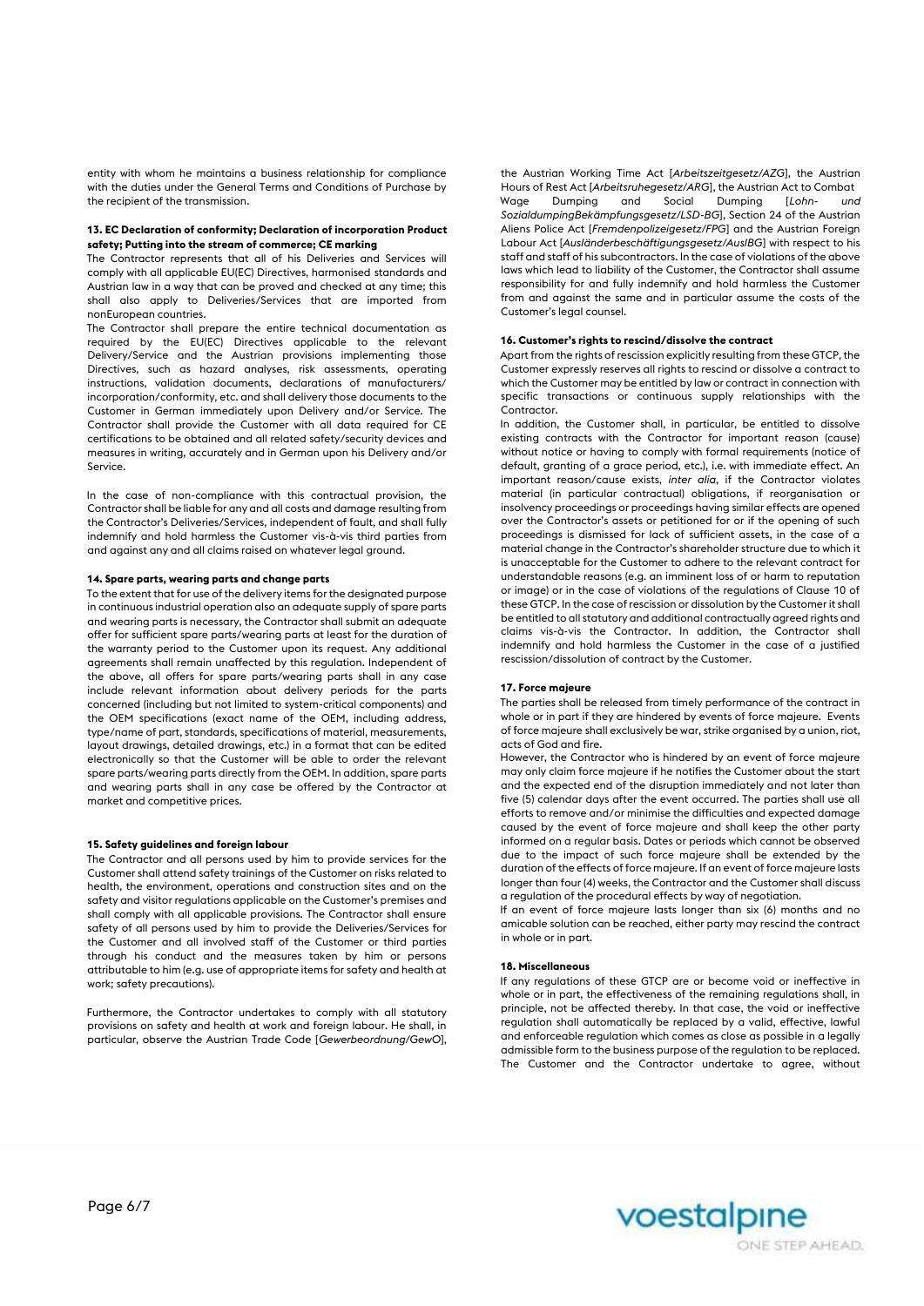entity with whom he maintains a business relationship for compliance with the duties under the General Terms and Conditions of Purchase by the recipient of the transmission.

### 13. EC Declaration of conformity; Declaration of incorporation Product safety; Putting into the stream of commerce; CE marking

The Contractor represents that all of his Deliveries and Services will comply with all applicable EU(EC) Directives, harmonised standards and Austrian law in a way that can be proved and checked at any time; this shall also apply to Deliveries/Services that are imported from nonEuropean countries.

The Contractor shall prepare the entire technical documentation as required by the EU(EC) Directives applicable to the relevant Delivery/Service and the Austrian provisions implementing those Directives, such as hazard analyses, risk assessments, operating instructions, validation documents, declarations of manufacturers/ incorporation/conformity, etc. and shall delivery those documents to the Customer in German immediately upon Delivery and/or Service. The Contractor shall provide the Customer with all data required for CE certifications to be obtained and all related safety/security devices and measures in writing, accurately and in German upon his Delivery and/or Service.

In the case of non-compliance with this contractual provision, the Contractor shall be liable for any and all costs and damage resulting from the Contractor's Deliveries/Services, independent of fault, and shall fully indemnify and hold harmless the Customer vis-à-vis third parties from and against any and all claims raised on whatever legal ground.

### 14. Spare parts, wearing parts and change parts

To the extent that for use of the delivery items for the designated purpose in continuous industrial operation also an adequate supply of spare parts and wearing parts is necessary, the Contractor shall submit an adequate offer for sufficient spare parts/wearing parts at least for the duration of the warranty period to the Customer upon its request. Any additional agreements shall remain unaffected by this regulation. Independent of the above, all offers for spare parts/wearing parts shall in any case include relevant information about delivery periods for the parts concerned (including but not limited to system-critical components) and the OEM specifications (exact name of the OEM, including address, type/name of part, standards, specifications of material, measurements, layout drawings, detailed drawings, etc.) in a format that can be edited electronically so that the Customer will be able to order the relevant spare parts/wearing parts directly from the OEM. In addition, spare parts and wearing parts shall in any case be offered by the Contractor at market and competitive prices.

### 15. Safety guidelines and foreign labour

The Contractor and all persons used by him to provide services for the Customer shall attend safety trainings of the Customer on risks related to health, the environment, operations and construction sites and on the safety and visitor regulations applicable on the Customer's premises and shall comply with all applicable provisions. The Contractor shall ensure safety of all persons used by him to provide the Deliveries/Services for the Customer and all involved staff of the Customer or third parties through his conduct and the measures taken by him or persons attributable to him (e.g. use of appropriate items for safety and health at work; safety precautions).

Furthermore, the Contractor undertakes to comply with all statutory provisions on safety and health at work and foreign labour. He shall, in particular, observe the Austrian Trade Code [*Gewerbeordnung/GewO*], the Austrian Working Time Act [*Arbeitszeitgesetz/AZG*], the Austrian Hours of Rest Act [*Arbeitsruhegesetz/ARG*], the Austrian Act to Combat Wage Dumping and Social Dumping [*Lohn- und SozialdumpingBekämpfungsgesetz/LSD-BG*], Section 24 of the Austrian Aliens Police Act [*Fremdenpolizeigesetz/FPG*] and the Austrian Foreign Labour Act [*Ausländerbeschäftigungsgesetz/AuslBG*] with respect to his staff and staff of his subcontractors. In the case of violations of the above laws which lead to liability of the Customer, the Contractor shall assume responsibility for and fully indemnify and hold harmless the Customer from and against the same and in particular assume the costs of the Customer's legal counsel.

### 16. Customer's rights to rescind/dissolve the contract

Apart from the rights of rescission explicitly resulting from these GTCP, the Customer expressly reserves all rights to rescind or dissolve a contract to which the Customer may be entitled by law or contract in connection with specific transactions or continuous supply relationships with the Contractor.

In addition, the Customer shall, in particular, be entitled to dissolve existing contracts with the Contractor for important reason (cause) without notice or having to comply with formal requirements (notice of default, granting of a grace period, etc.), i.e. with immediate effect. An important reason/cause exists, *inter alia*, if the Contractor violates material (in particular contractual) obligations, if reorganisation or insolvency proceedings or proceedings having similar effects are opened over the Contractor's assets or petitioned for or if the opening of such proceedings is dismissed for lack of sufficient assets, in the case of a material change in the Contractor's shareholder structure due to which it is unacceptable for the Customer to adhere to the relevant contract for understandable reasons (e.g. an imminent loss of or harm to reputation or image) or in the case of violations of the regulations of Clause 10 of these GTCP. In the case of rescission or dissolution by the Customer it shall be entitled to all statutory and additional contractually agreed rights and claims vis-à-vis the Contractor. In addition, the Contractor shall indemnify and hold harmless the Customer in the case of a justified rescission/dissolution of contract by the Customer.

### 17. Force majeure

The parties shall be released from timely performance of the contract in whole or in part if they are hindered by events of force majeure. Events of force majeure shall exclusively be war, strike organised by a union, riot, acts of God and fire.

However, the Contractor who is hindered by an event of force majeure may only claim force majeure if he notifies the Customer about the start and the expected end of the disruption immediately and not later than five (5) calendar days after the event occurred. The parties shall use all efforts to remove and/or minimise the difficulties and expected damage caused by the event of force majeure and shall keep the other party informed on a regular basis. Dates or periods which cannot be observed due to the impact of such force majeure shall be extended by the duration of the effects of force majeure. If an event of force majeure lasts longer than four (4) weeks, the Contractor and the Customer shall discuss a regulation of the procedural effects by way of negotiation.

If an event of force majeure lasts longer than six (6) months and no amicable solution can be reached, either party may rescind the contract in whole or in part.

### 18. Miscellaneous

If any regulations of these GTCP are or become void or ineffective in whole or in part, the effectiveness of the remaining regulations shall, in principle, not be affected thereby. In that case, the void or ineffective regulation shall automatically be replaced by a valid, effective, lawful and enforceable regulation which comes as close as possible in a legally admissible form to the business purpose of the regulation to be replaced. The Customer and the Contractor undertake to agree, without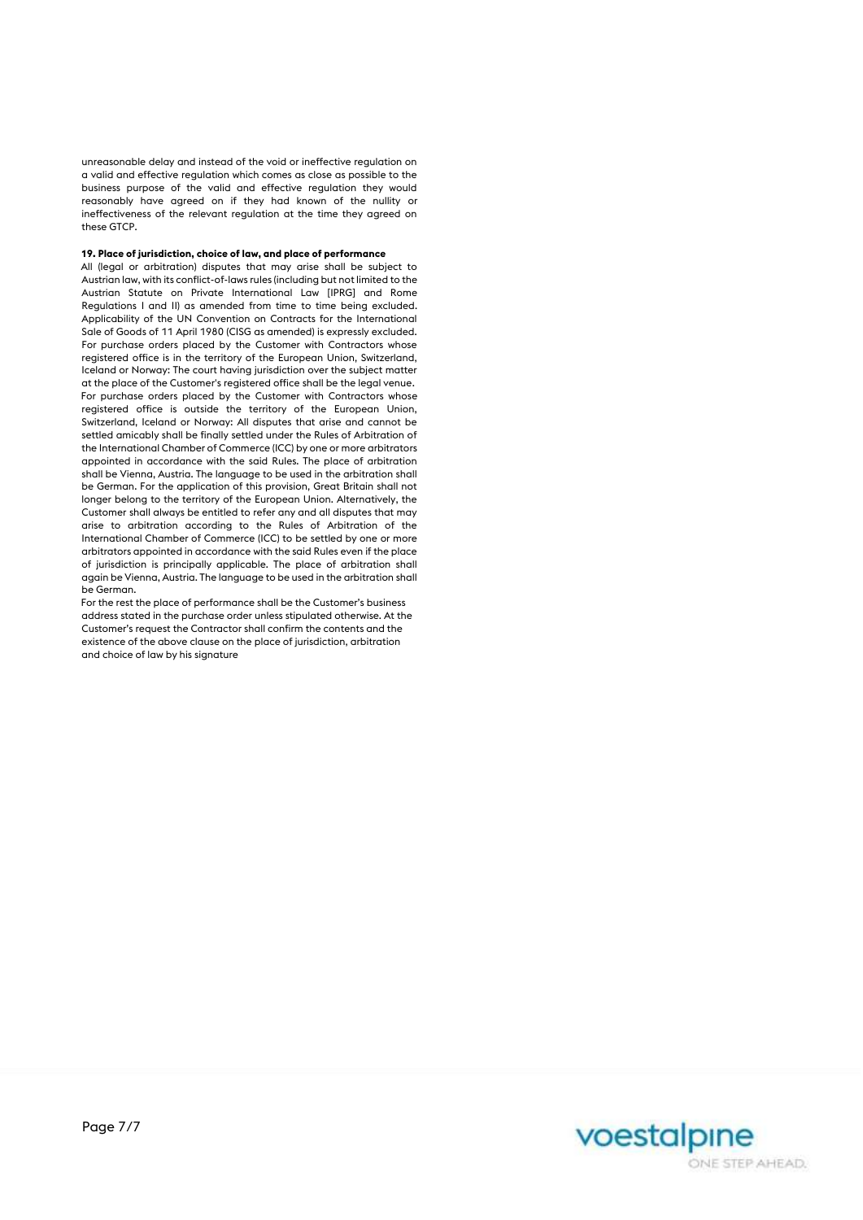unreasonable delay and instead of the void or ineffective regulation on a valid and effective regulation which comes as close as possible to the business purpose of the valid and effective regulation they would reasonably have agreed on if they had known of the nullity or ineffectiveness of the relevant regulation at the time they agreed on these GTCP.

**19. Place of jurisdiction, choice of law, and place of performance**

All (legal or arbitration) disputes that may arise shall be subject to Austrian law, with its conflict-of-laws rules (including but not limited to the Austrian Statute on Private International Law [IPRG] and Rome Regulations I and II) as amended from time to time being excluded. Applicability of the UN Convention on Contracts for the International Sale of Goods of 11 April 1980 (CISG as amended) is expressly excluded. For purchase orders placed by the Customer with Contractors whose registered office is in the territory of the European Union, Switzerland, Iceland or Norway: The court having jurisdiction over the subject matter at the place of the Customer's registered office shall be the legal venue. For purchase orders placed by the Customer with Contractors whose registered office is outside the territory of the European Union, Switzerland, Iceland or Norway: All disputes that arise and cannot be settled amicably shall be finally settled under the Rules of Arbitration of the International Chamber of Commerce (ICC) by one or more arbitrators appointed in accordance with the said Rules. The place of arbitration shall be Vienna, Austria. The language to be used in the arbitration shall be German. For the application of this provision, Great Britain shall not longer belong to the territory of the European Union. Alternatively, the Customer shall always be entitled to refer any and all disputes that may arise to arbitration according to the Rules of Arbitration of the International Chamber of Commerce (ICC) to be settled by one or more arbitrators appointed in accordance with the said Rules even if the place of jurisdiction is principally applicable. The place of arbitration shall again be Vienna, Austria. The language to be used in the arbitration shall be German.

For the rest the place of performance shall be the Customer's business address stated in the purchase order unless stipulated otherwise. At the Customer's request the Contractor shall confirm the contents and the existence of the above clause on the place of jurisdiction, arbitration and choice of law by his signature